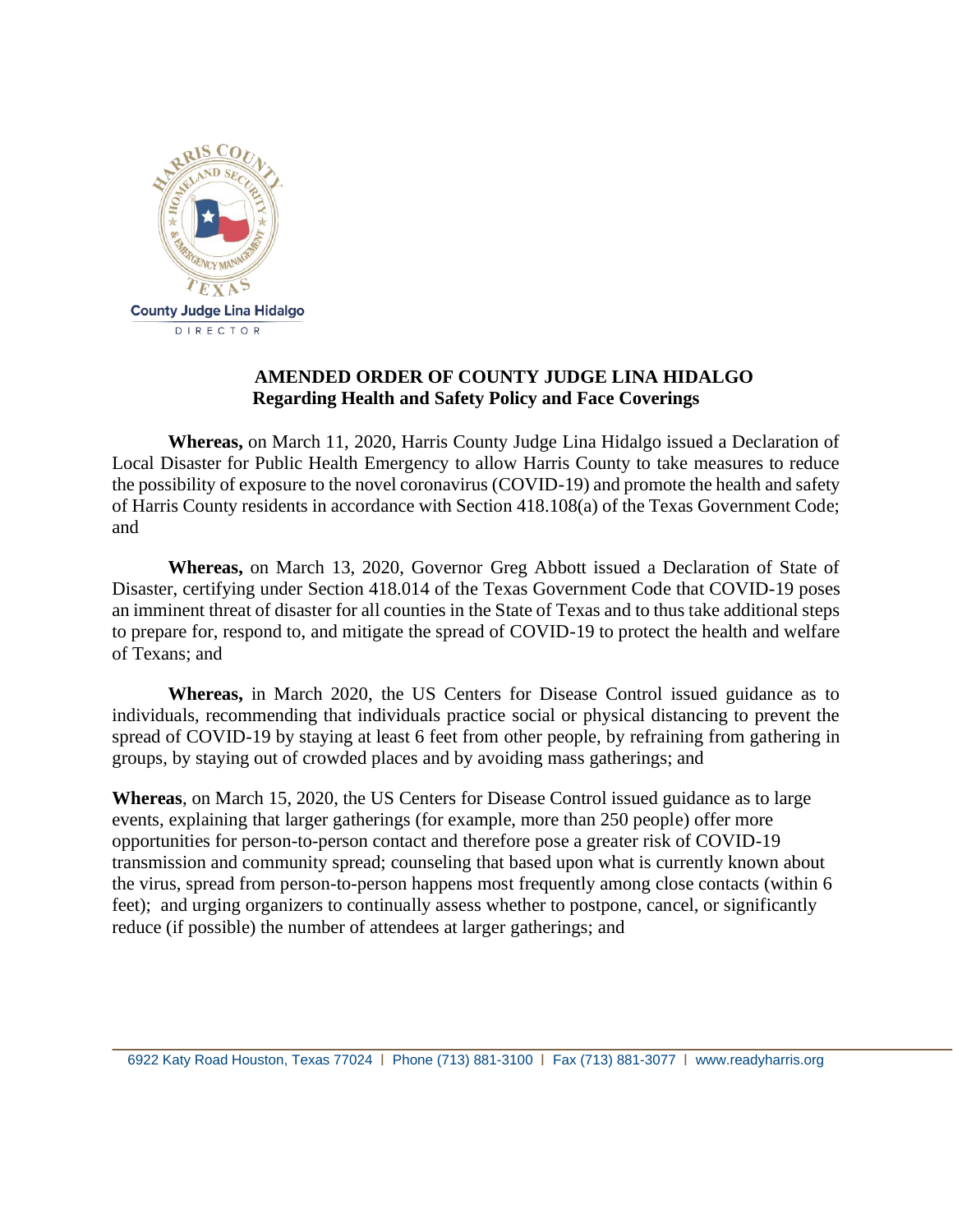County Judge Lina Hidalgo
DIRECTOR

# AMENDED ORDER OF COUNTY JUDGE LINA HIDALGO
## Regarding Health and Safety Policy and Face Coverings

**Whereas,** on March 11, 2020, Harris County Judge Lina Hidalgo issued a Declaration of Local Disaster for Public Health Emergency to allow Harris County to take measures to reduce the possibility of exposure to the novel coronavirus (COVID-19) and promote the health and safety of Harris County residents in accordance with Section 418.108(a) of the Texas Government Code; and

**Whereas,** on March 13, 2020, Governor Greg Abbott issued a Declaration of State of Disaster, certifying under Section 418.014 of the Texas Government Code that COVID-19 poses an imminent threat of disaster for all counties in the State of Texas and to thus take additional steps to prepare for, respond to, and mitigate the spread of COVID-19 to protect the health and welfare of Texans; and

**Whereas,** in March 2020, the US Centers for Disease Control issued guidance as to individuals, recommending that individuals practice social or physical distancing to prevent the spread of COVID-19 by staying at least 6 feet from other people, by refraining from gathering in groups, by staying out of crowded places and by avoiding mass gatherings; and

**Whereas**, on March 15, 2020, the US Centers for Disease Control issued guidance as to large events, explaining that larger gatherings (for example, more than 250 people) offer more opportunities for person-to-person contact and therefore pose a greater risk of COVID-19 transmission and community spread; counseling that based upon what is currently known about the virus, spread from person-to-person happens most frequently among close contacts (within 6 feet); and urging organizers to continually assess whether to postpone, cancel, or significantly reduce (if possible) the number of attendees at larger gatherings; and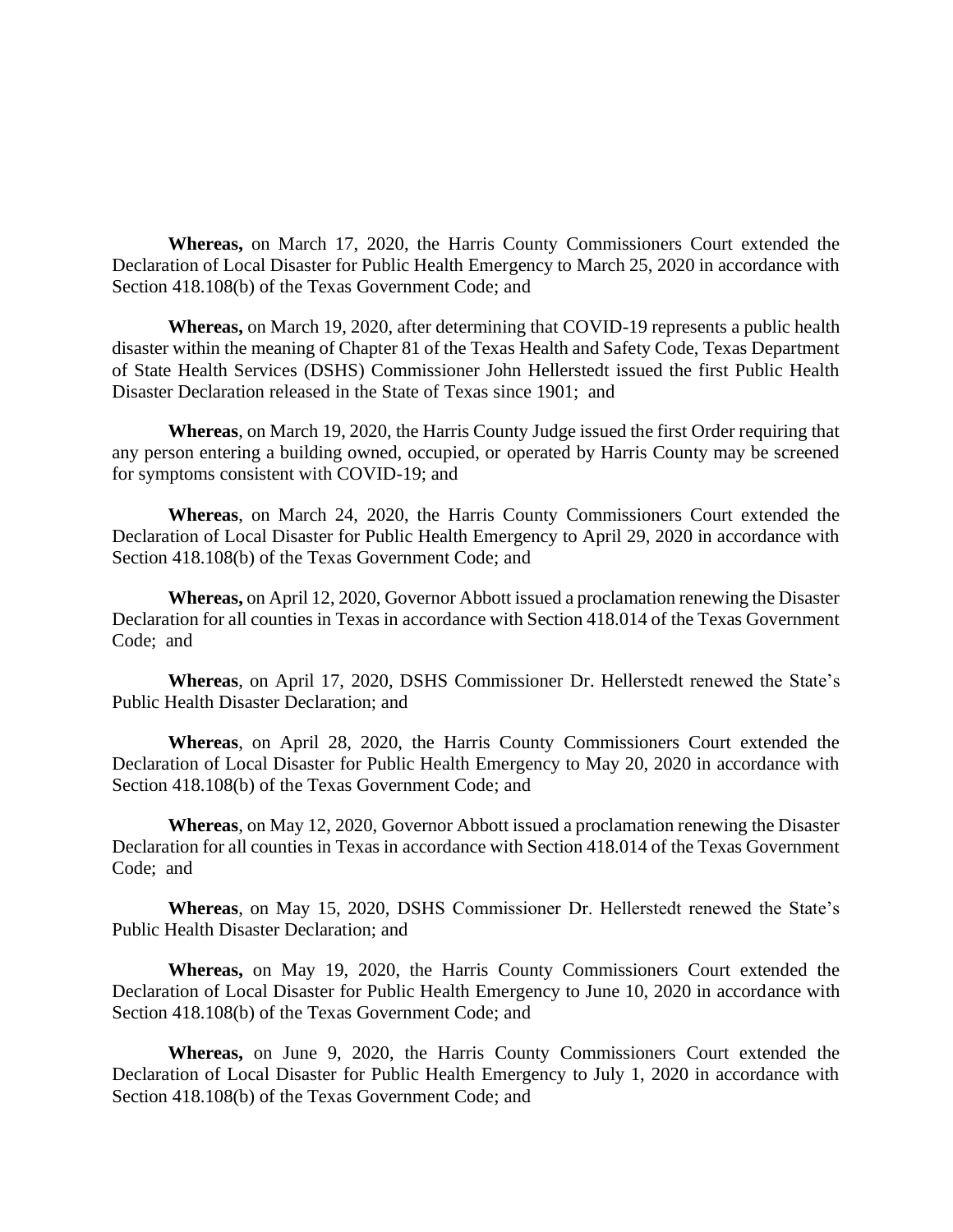**Whereas,** on March 17, 2020, the Harris County Commissioners Court extended the Declaration of Local Disaster for Public Health Emergency to March 25, 2020 in accordance with Section 418.108(b) of the Texas Government Code; and

**Whereas,** on March 19, 2020, after determining that COVID-19 represents a public health disaster within the meaning of Chapter 81 of the Texas Health and Safety Code, Texas Department of State Health Services (DSHS) Commissioner John Hellerstedt issued the first Public Health Disaster Declaration released in the State of Texas since 1901; and

**Whereas**, on March 19, 2020, the Harris County Judge issued the first Order requiring that any person entering a building owned, occupied, or operated by Harris County may be screened for symptoms consistent with COVID-19; and

**Whereas**, on March 24, 2020, the Harris County Commissioners Court extended the Declaration of Local Disaster for Public Health Emergency to April 29, 2020 in accordance with Section 418.108(b) of the Texas Government Code; and

**Whereas,** on April 12, 2020, Governor Abbott issued a proclamation renewing the Disaster Declaration for all counties in Texas in accordance with Section 418.014 of the Texas Government Code; and

**Whereas**, on April 17, 2020, DSHS Commissioner Dr. Hellerstedt renewed the State's Public Health Disaster Declaration; and

**Whereas**, on April 28, 2020, the Harris County Commissioners Court extended the Declaration of Local Disaster for Public Health Emergency to May 20, 2020 in accordance with Section 418.108(b) of the Texas Government Code; and

**Whereas**, on May 12, 2020, Governor Abbott issued a proclamation renewing the Disaster Declaration for all counties in Texas in accordance with Section 418.014 of the Texas Government Code; and

**Whereas**, on May 15, 2020, DSHS Commissioner Dr. Hellerstedt renewed the State's Public Health Disaster Declaration; and

**Whereas,** on May 19, 2020, the Harris County Commissioners Court extended the Declaration of Local Disaster for Public Health Emergency to June 10, 2020 in accordance with Section 418.108(b) of the Texas Government Code; and

**Whereas,** on June 9, 2020, the Harris County Commissioners Court extended the Declaration of Local Disaster for Public Health Emergency to July 1, 2020 in accordance with Section 418.108(b) of the Texas Government Code; and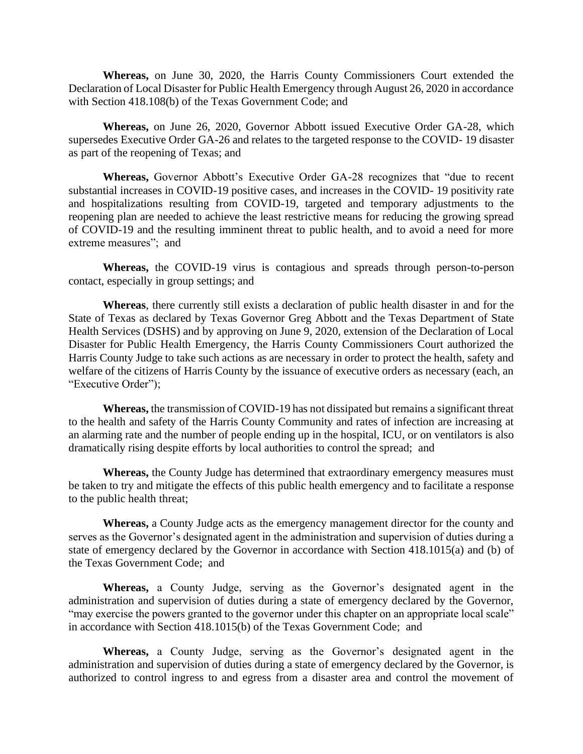**Whereas,** on June 30, 2020, the Harris County Commissioners Court extended the Declaration of Local Disaster for Public Health Emergency through August 26, 2020 in accordance with Section 418.108(b) of the Texas Government Code; and

**Whereas,** on June 26, 2020, Governor Abbott issued Executive Order GA-28, which supersedes Executive Order GA-26 and relates to the targeted response to the COVID- 19 disaster as part of the reopening of Texas; and

**Whereas,** Governor Abbott's Executive Order GA-28 recognizes that "due to recent substantial increases in COVID-19 positive cases, and increases in the COVID- 19 positivity rate and hospitalizations resulting from COVID-19, targeted and temporary adjustments to the reopening plan are needed to achieve the least restrictive means for reducing the growing spread of COVID-19 and the resulting imminent threat to public health, and to avoid a need for more extreme measures"; and

**Whereas,** the COVID-19 virus is contagious and spreads through person-to-person contact, especially in group settings; and

**Whereas**, there currently still exists a declaration of public health disaster in and for the State of Texas as declared by Texas Governor Greg Abbott and the Texas Department of State Health Services (DSHS) and by approving on June 9, 2020, extension of the Declaration of Local Disaster for Public Health Emergency, the Harris County Commissioners Court authorized the Harris County Judge to take such actions as are necessary in order to protect the health, safety and welfare of the citizens of Harris County by the issuance of executive orders as necessary (each, an "Executive Order");

**Whereas,** the transmission of COVID-19 has not dissipated but remains a significant threat to the health and safety of the Harris County Community and rates of infection are increasing at an alarming rate and the number of people ending up in the hospital, ICU, or on ventilators is also dramatically rising despite efforts by local authorities to control the spread; and

**Whereas,** the County Judge has determined that extraordinary emergency measures must be taken to try and mitigate the effects of this public health emergency and to facilitate a response to the public health threat;

**Whereas,** a County Judge acts as the emergency management director for the county and serves as the Governor's designated agent in the administration and supervision of duties during a state of emergency declared by the Governor in accordance with Section 418.1015(a) and (b) of the Texas Government Code; and

**Whereas,** a County Judge, serving as the Governor's designated agent in the administration and supervision of duties during a state of emergency declared by the Governor, "may exercise the powers granted to the governor under this chapter on an appropriate local scale" in accordance with Section 418.1015(b) of the Texas Government Code; and

**Whereas,** a County Judge, serving as the Governor's designated agent in the administration and supervision of duties during a state of emergency declared by the Governor, is authorized to control ingress to and egress from a disaster area and control the movement of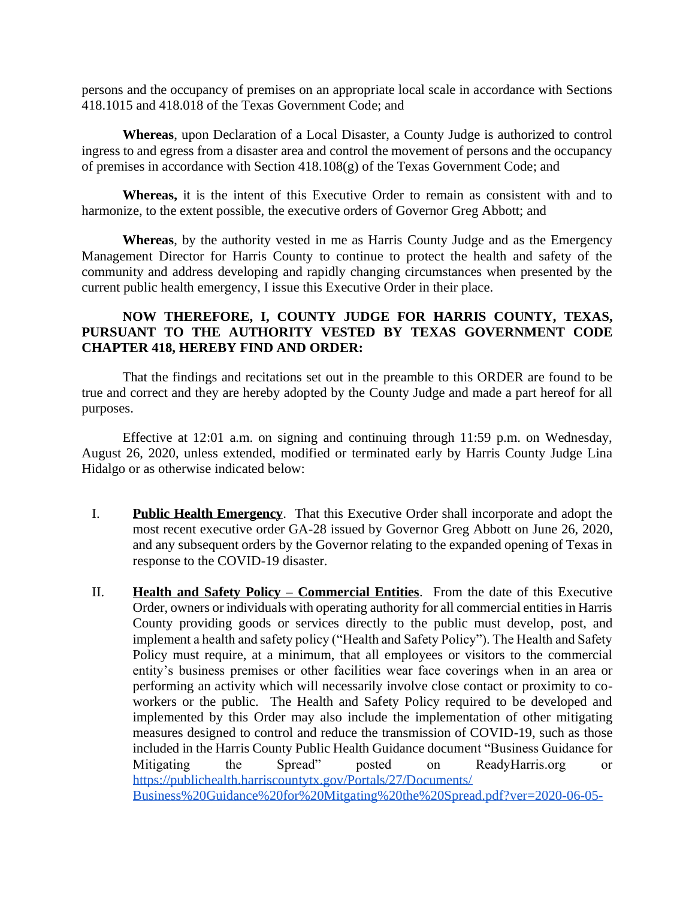persons and the occupancy of premises on an appropriate local scale in accordance with Sections 418.1015 and 418.018 of the Texas Government Code; and

**Whereas**, upon Declaration of a Local Disaster, a County Judge is authorized to control ingress to and egress from a disaster area and control the movement of persons and the occupancy of premises in accordance with Section 418.108(g) of the Texas Government Code; and

**Whereas,** it is the intent of this Executive Order to remain as consistent with and to harmonize, to the extent possible, the executive orders of Governor Greg Abbott; and

**Whereas**, by the authority vested in me as Harris County Judge and as the Emergency Management Director for Harris County to continue to protect the health and safety of the community and address developing and rapidly changing circumstances when presented by the current public health emergency, I issue this Executive Order in their place.

**NOW THEREFORE, I, COUNTY JUDGE FOR HARRIS COUNTY, TEXAS, PURSUANT TO THE AUTHORITY VESTED BY TEXAS GOVERNMENT CODE CHAPTER 418, HEREBY FIND AND ORDER:**

That the findings and recitations set out in the preamble to this ORDER are found to be true and correct and they are hereby adopted by the County Judge and made a part hereof for all purposes.

Effective at 12:01 a.m. on signing and continuing through 11:59 p.m. on Wednesday, August 26, 2020, unless extended, modified or terminated early by Harris County Judge Lina Hidalgo or as otherwise indicated below:

I. **Public Health Emergency**. That this Executive Order shall incorporate and adopt the most recent executive order GA-28 issued by Governor Greg Abbott on June 26, 2020, and any subsequent orders by the Governor relating to the expanded opening of Texas in response to the COVID-19 disaster.

II. **Health and Safety Policy – Commercial Entities**. From the date of this Executive Order, owners or individuals with operating authority for all commercial entities in Harris County providing goods or services directly to the public must develop, post, and implement a health and safety policy ("Health and Safety Policy"). The Health and Safety Policy must require, at a minimum, that all employees or visitors to the commercial entity's business premises or other facilities wear face coverings when in an area or performing an activity which will necessarily involve close contact or proximity to co-workers or the public. The Health and Safety Policy required to be developed and implemented by this Order may also include the implementation of other mitigating measures designed to control and reduce the transmission of COVID-19, such as those included in the Harris County Public Health Guidance document "Business Guidance for Mitigating the Spread" posted on ReadyHarris.org or https://publichealth.harriscountytx.gov/Portals/27/Documents/Business%20Guidance%20for%20Mitgating%20the%20Spread.pdf?ver=2020-06-05-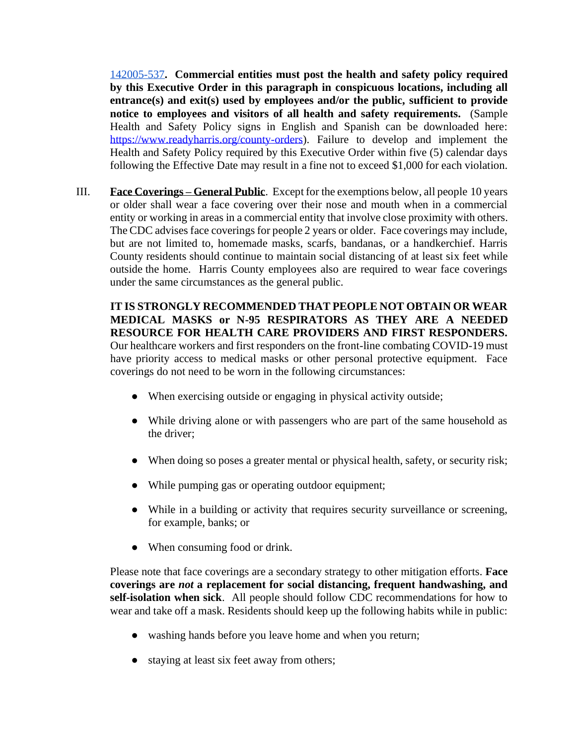[142005-537](142005-537). **Commercial entities must post the health and safety policy required by this Executive Order in this paragraph in conspicuous locations, including all entrance(s) and exit(s) used by employees and/or the public, sufficient to provide notice to employees and visitors of all health and safety requirements.** (Sample Health and Safety Policy signs in English and Spanish can be downloaded here: [https://www.readyharris.org/county-orders](https://www.readyharris.org/county-orders)). Failure to develop and implement the Health and Safety Policy required by this Executive Order within five (5) calendar days following the Effective Date may result in a fine not to exceed $1,000 for each violation.

III. **<u>Face Coverings – General Public</u>**. Except for the exemptions below, all people 10 years or older shall wear a face covering over their nose and mouth when in a commercial entity or working in areas in a commercial entity that involve close proximity with others. The CDC advises face coverings for people 2 years or older. Face coverings may include, but are not limited to, homemade masks, scarfs, bandanas, or a handkerchief. Harris County residents should continue to maintain social distancing of at least six feet while outside the home. Harris County employees also are required to wear face coverings under the same circumstances as the general public.

**IT IS STRONGLY RECOMMENDED THAT PEOPLE NOT OBTAIN OR WEAR MEDICAL MASKS or N-95 RESPIRATORS AS THEY ARE A NEEDED RESOURCE FOR HEALTH CARE PROVIDERS AND FIRST RESPONDERS.** Our healthcare workers and first responders on the front-line combating COVID-19 must have priority access to medical masks or other personal protective equipment. Face coverings do not need to be worn in the following circumstances:

- When exercising outside or engaging in physical activity outside;
- While driving alone or with passengers who are part of the same household as the driver;
- When doing so poses a greater mental or physical health, safety, or security risk;
- While pumping gas or operating outdoor equipment;
- While in a building or activity that requires security surveillance or screening, for example, banks; or
- When consuming food or drink.

Please note that face coverings are a secondary strategy to other mitigation efforts. **Face coverings are *not* a replacement for social distancing, frequent handwashing, and self-isolation when sick**. All people should follow CDC recommendations for how to wear and take off a mask. Residents should keep up the following habits while in public:

- washing hands before you leave home and when you return;
- staying at least six feet away from others;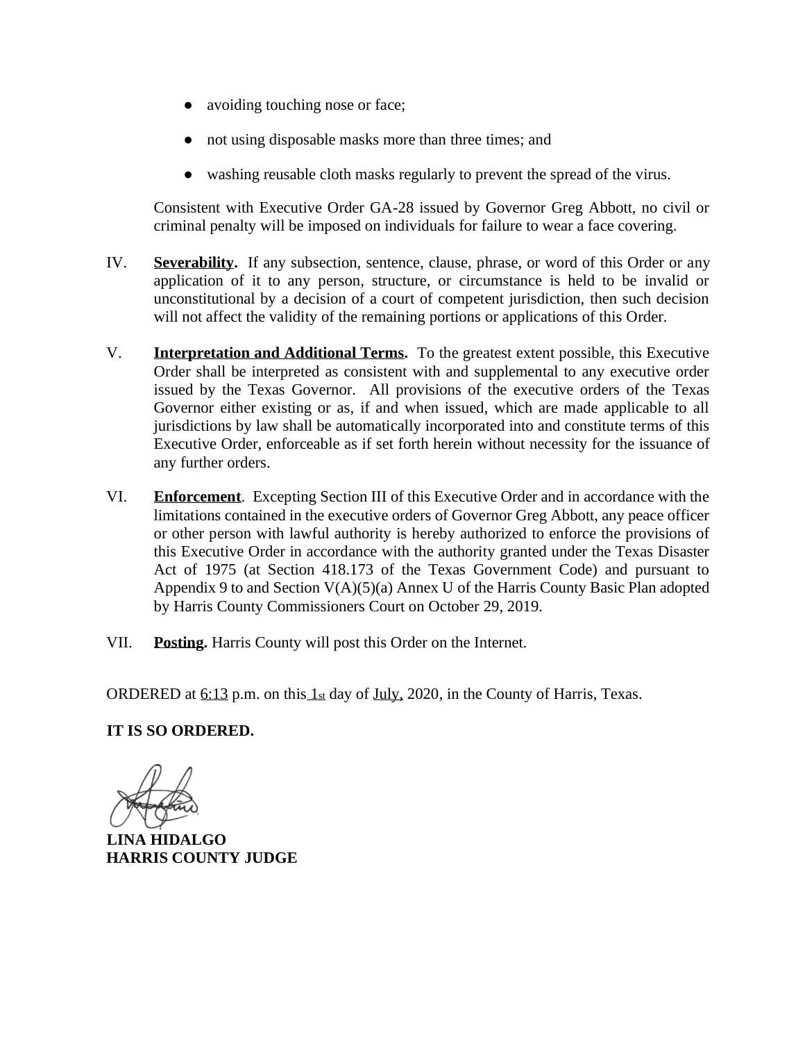- avoiding touching nose or face;
- not using disposable masks more than three times; and
- washing reusable cloth masks regularly to prevent the spread of the virus.

Consistent with Executive Order GA-28 issued by Governor Greg Abbott, no civil or criminal penalty will be imposed on individuals for failure to wear a face covering.

IV. **Severability.** If any subsection, sentence, clause, phrase, or word of this Order or any application of it to any person, structure, or circumstance is held to be invalid or unconstitutional by a decision of a court of competent jurisdiction, then such decision will not affect the validity of the remaining portions or applications of this Order.

V. **Interpretation and Additional Terms.** To the greatest extent possible, this Executive Order shall be interpreted as consistent with and supplemental to any executive order issued by the Texas Governor. All provisions of the executive orders of the Texas Governor either existing or as, if and when issued, which are made applicable to all jurisdictions by law shall be automatically incorporated into and constitute terms of this Executive Order, enforceable as if set forth herein without necessity for the issuance of any further orders.

VI. **Enforcement**. Excepting Section III of this Executive Order and in accordance with the limitations contained in the executive orders of Governor Greg Abbott, any peace officer or other person with lawful authority is hereby authorized to enforce the provisions of this Executive Order in accordance with the authority granted under the Texas Disaster Act of 1975 (at Section 418.173 of the Texas Government Code) and pursuant to Appendix 9 to and Section V(A)(5)(a) Annex U of the Harris County Basic Plan adopted by Harris County Commissioners Court on October 29, 2019.

VII. **Posting.** Harris County will post this Order on the Internet.

ORDERED at 6:13 p.m. on this 1st day of July, 2020, in the County of Harris, Texas.

**IT IS SO ORDERED.**

**LINA HIDALGO**
**HARRIS COUNTY JUDGE**